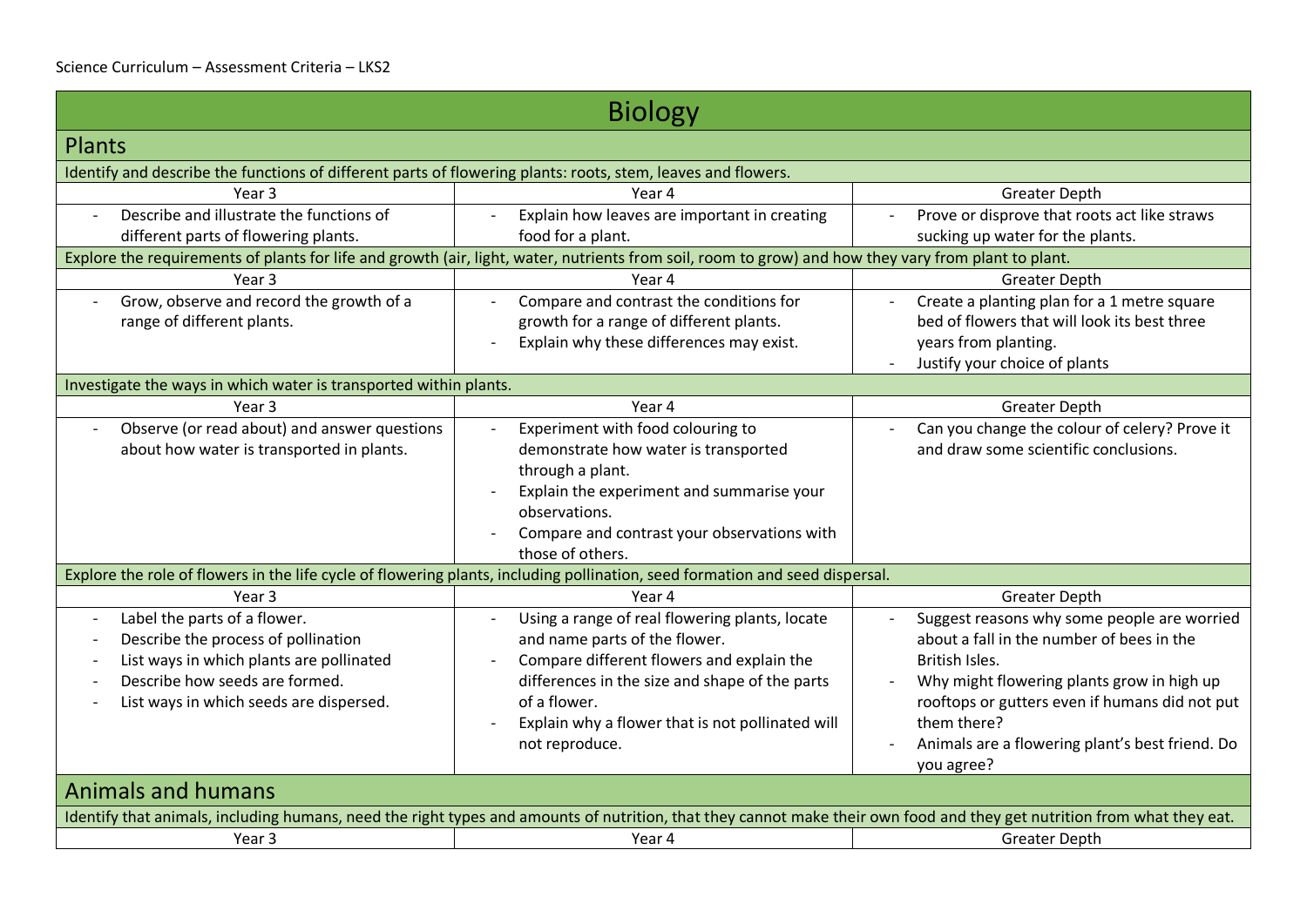Science Curriculum – Assessment Criteria – LKS2

# Biology

## Plants

Identify and describe the functions of different parts of flowering plants: roots, stem, leaves and flowers.

| Year 3 | Year 4 | Greater Depth |
|---|---|---|
| - Describe and illustrate the functions of different parts of flowering plants. | - Explain how leaves are important in creating food for a plant. | - Prove or disprove that roots act like straws sucking up water for the plants. |

Explore the requirements of plants for life and growth (air, light, water, nutrients from soil, room to grow) and how they vary from plant to plant.

| Year 3 | Year 4 | Greater Depth |
|---|---|---|
| - Grow, observe and record the growth of a range of different plants. | - Compare and contrast the conditions for growth for a range of different plants.<br>- Explain why these differences may exist. | - Create a planting plan for a 1 metre square bed of flowers that will look its best three years from planting.<br>- Justify your choice of plants |

Investigate the ways in which water is transported within plants.

| Year 3 | Year 4 | Greater Depth |
|---|---|---|
| - Observe (or read about) and answer questions about how water is transported in plants. | - Experiment with food colouring to demonstrate how water is transported through a plant.<br>- Explain the experiment and summarise your observations.<br>- Compare and contrast your observations with those of others. | - Can you change the colour of celery? Prove it and draw some scientific conclusions. |

Explore the role of flowers in the life cycle of flowering plants, including pollination, seed formation and seed dispersal.

| Year 3 | Year 4 | Greater Depth |
|---|---|---|
| - Label the parts of a flower.<br>- Describe the process of pollination<br>- List ways in which plants are pollinated<br>- Describe how seeds are formed.<br>- List ways in which seeds are dispersed. | - Using a range of real flowering plants, locate and name parts of the flower.<br>- Compare different flowers and explain the differences in the size and shape of the parts of a flower.<br>- Explain why a flower that is not pollinated will not reproduce. | - Suggest reasons why some people are worried about a fall in the number of bees in the British Isles.<br>- Why might flowering plants grow in high up rooftops or gutters even if humans did not put them there?<br>- Animals are a flowering plant's best friend. Do you agree? |

## Animals and humans

Identify that animals, including humans, need the right types and amounts of nutrition, that they cannot make their own food and they get nutrition from what they eat.

| Year 3 | Year 4 | Greater Depth |
|---|---|---|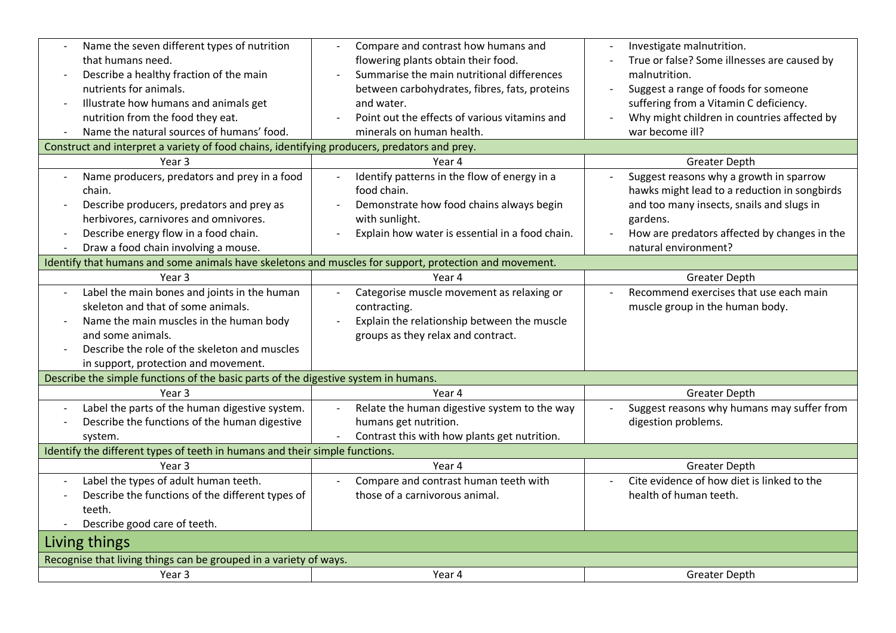| Year 3 | Year 4 | Greater Depth |
|---|---|---|
| - Name the seven different types of nutrition that humans need.<br>- Describe a healthy fraction of the main nutrients for animals.<br>- Illustrate how humans and animals get nutrition from the food they eat.<br>- Name the natural sources of humans' food. | - Compare and contrast how humans and flowering plants obtain their food.<br>- Summarise the main nutritional differences between carbohydrates, fibres, fats, proteins and water.<br>- Point out the effects of various vitamins and minerals on human health. | - Investigate malnutrition.<br>- True or false? Some illnesses are caused by malnutrition.<br>- Suggest a range of foods for someone suffering from a Vitamin C deficiency.<br>- Why might children in countries affected by war become ill? |

Construct and interpret a variety of food chains, identifying producers, predators and prey.

| Year 3 | Year 4 | Greater Depth |
|---|---|---|
| - Name producers, predators and prey in a food chain.<br>- Describe producers, predators and prey as herbivores, carnivores and omnivores.<br>- Describe energy flow in a food chain.<br>- Draw a food chain involving a mouse. | - Identify patterns in the flow of energy in a food chain.<br>- Demonstrate how food chains always begin with sunlight.<br>- Explain how water is essential in a food chain. | - Suggest reasons why a growth in sparrow hawks might lead to a reduction in songbirds and too many insects, snails and slugs in gardens.<br>- How are predators affected by changes in the natural environment? |

Identify that humans and some animals have skeletons and muscles for support, protection and movement.

| Year 3 | Year 4 | Greater Depth |
|---|---|---|
| - Label the main bones and joints in the human skeleton and that of some animals.<br>- Name the main muscles in the human body and some animals.<br>- Describe the role of the skeleton and muscles in support, protection and movement. | - Categorise muscle movement as relaxing or contracting.<br>- Explain the relationship between the muscle groups as they relax and contract. | - Recommend exercises that use each main muscle group in the human body. |

Describe the simple functions of the basic parts of the digestive system in humans.

| Year 3 | Year 4 | Greater Depth |
|---|---|---|
| - Label the parts of the human digestive system.<br>- Describe the functions of the human digestive system. | - Relate the human digestive system to the way humans get nutrition.<br>- Contrast this with how plants get nutrition. | - Suggest reasons why humans may suffer from digestion problems. |

Identify the different types of teeth in humans and their simple functions.

| Year 3 | Year 4 | Greater Depth |
|---|---|---|
| - Label the types of adult human teeth.<br>- Describe the functions of the different types of teeth.<br>- Describe good care of teeth. | - Compare and contrast human teeth with those of a carnivorous animal. | - Cite evidence of how diet is linked to the health of human teeth. |

## Living things

Recognise that living things can be grouped in a variety of ways.

| Year 3 | Year 4 | Greater Depth |
|---|---|---|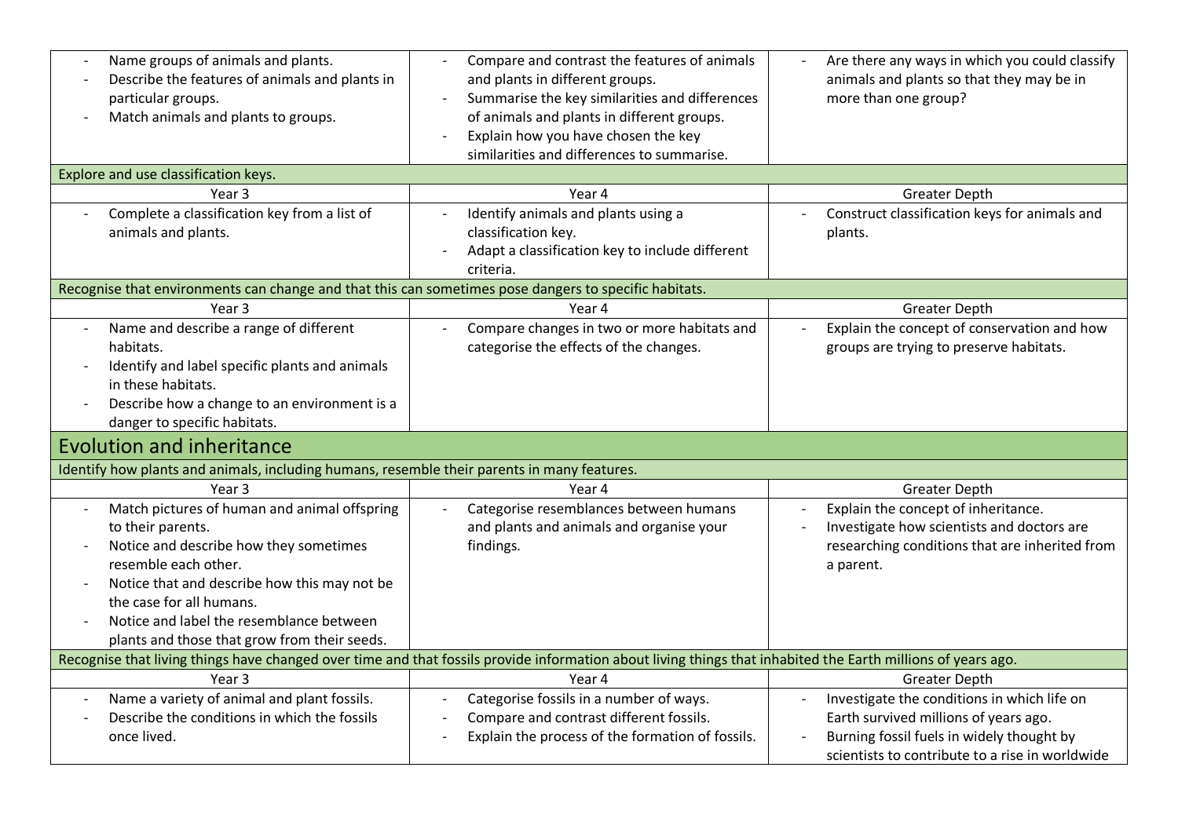| | | |
|---|---|---|
| - Name groups of animals and plants.<br>- Describe the features of animals and plants in particular groups.<br>- Match animals and plants to groups. | - Compare and contrast the features of animals and plants in different groups.<br>- Summarise the key similarities and differences of animals and plants in different groups.<br>- Explain how you have chosen the key similarities and differences to summarise. | - Are there any ways in which you could classify animals and plants so that they may be in more than one group? |
| Explore and use classification keys. | | |
| Year 3 | Year 4 | Greater Depth |
| - Complete a classification key from a list of animals and plants. | - Identify animals and plants using a classification key.<br>- Adapt a classification key to include different criteria. | - Construct classification keys for animals and plants. |
| Recognise that environments can change and that this can sometimes pose dangers to specific habitats. | | |
| Year 3 | Year 4 | Greater Depth |
| - Name and describe a range of different habitats.<br>- Identify and label specific plants and animals in these habitats.<br>- Describe how a change to an environment is a danger to specific habitats. | - Compare changes in two or more habitats and categorise the effects of the changes. | - Explain the concept of conservation and how groups are trying to preserve habitats. |

## Evolution and inheritance

| | | |
|---|---|---|
| Identify how plants and animals, including humans, resemble their parents in many features. | | |
| Year 3 | Year 4 | Greater Depth |
| - Match pictures of human and animal offspring to their parents.<br>- Notice and describe how they sometimes resemble each other.<br>- Notice that and describe how this may not be the case for all humans.<br>- Notice and label the resemblance between plants and those that grow from their seeds. | - Categorise resemblances between humans and plants and animals and organise your findings. | - Explain the concept of inheritance.<br>- Investigate how scientists and doctors are researching conditions that are inherited from a parent. |
| Recognise that living things have changed over time and that fossils provide information about living things that inhabited the Earth millions of years ago. | | |
| Year 3 | Year 4 | Greater Depth |
| - Name a variety of animal and plant fossils.<br>- Describe the conditions in which the fossils once lived. | - Categorise fossils in a number of ways.<br>- Compare and contrast different fossils.<br>- Explain the process of the formation of fossils. | - Investigate the conditions in which life on Earth survived millions of years ago.<br>- Burning fossil fuels in widely thought by scientists to contribute to a rise in worldwide |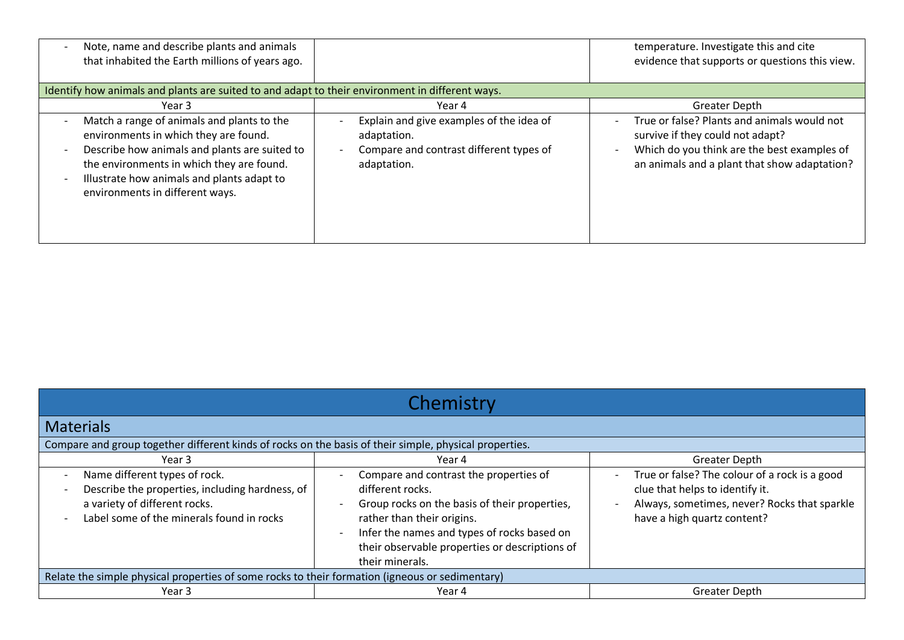| | | |
|---|---|---|
| - Note, name and describe plants and animals that inhabited the Earth millions of years ago. | | temperature. Investigate this and cite evidence that supports or questions this view. |
| Identify how animals and plants are suited to and adapt to their environment in different ways. | | |
| Year 3 | Year 4 | Greater Depth |
| - Match a range of animals and plants to the environments in which they are found.<br>- Describe how animals and plants are suited to the environments in which they are found.<br>- Illustrate how animals and plants adapt to environments in different ways. | - Explain and give examples of the idea of adaptation.<br>- Compare and contrast different types of adaptation. | - True or false? Plants and animals would not survive if they could not adapt?<br>- Which do you think are the best examples of an animals and a plant that show adaptation? |

# Chemistry

## Materials

| Compare and group together different kinds of rocks on the basis of their simple, physical properties. | | |
|---|---|---|
| Year 3 | Year 4 | Greater Depth |
| - Name different types of rock.<br>- Describe the properties, including hardness, of a variety of different rocks.<br>- Label some of the minerals found in rocks | - Compare and contrast the properties of different rocks.<br>- Group rocks on the basis of their properties, rather than their origins.<br>- Infer the names and types of rocks based on their observable properties or descriptions of their minerals. | - True or false? The colour of a rock is a good clue that helps to identify it.<br>- Always, sometimes, never? Rocks that sparkle have a high quartz content? |
| Relate the simple physical properties of some rocks to their formation (igneous or sedimentary) | | |
| Year 3 | Year 4 | Greater Depth |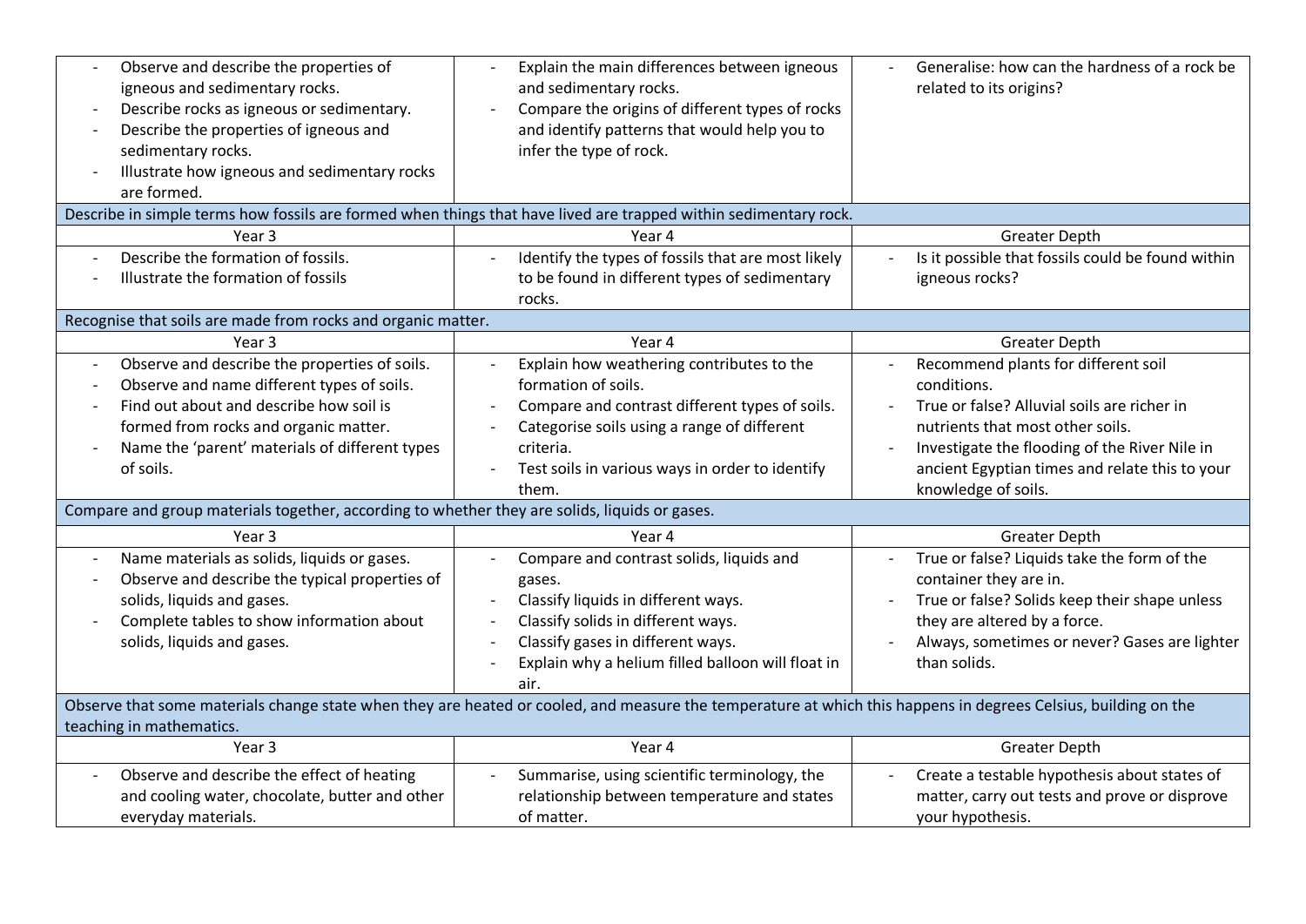| | | |
|---|---|---|
| - Observe and describe the properties of igneous and sedimentary rocks.<br>- Describe rocks as igneous or sedimentary.<br>- Describe the properties of igneous and sedimentary rocks.<br>- Illustrate how igneous and sedimentary rocks are formed. | - Explain the main differences between igneous and sedimentary rocks.<br>- Compare the origins of different types of rocks and identify patterns that would help you to infer the type of rock. | - Generalise: how can the hardness of a rock be related to its origins? |
| **Describe in simple terms how fossils are formed when things that have lived are trapped within sedimentary rock.** | | |
| Year 3 | Year 4 | Greater Depth |
| - Describe the formation of fossils.<br>- Illustrate the formation of fossils | - Identify the types of fossils that are most likely to be found in different types of sedimentary rocks. | - Is it possible that fossils could be found within igneous rocks? |
| **Recognise that soils are made from rocks and organic matter.** | | |
| Year 3 | Year 4 | Greater Depth |
| - Observe and describe the properties of soils.<br>- Observe and name different types of soils.<br>- Find out about and describe how soil is formed from rocks and organic matter.<br>- Name the 'parent' materials of different types of soils. | - Explain how weathering contributes to the formation of soils.<br>- Compare and contrast different types of soils.<br>- Categorise soils using a range of different criteria.<br>- Test soils in various ways in order to identify them. | - Recommend plants for different soil conditions.<br>- True or false? Alluvial soils are richer in nutrients that most other soils.<br>- Investigate the flooding of the River Nile in ancient Egyptian times and relate this to your knowledge of soils. |
| **Compare and group materials together, according to whether they are solids, liquids or gases.** | | |
| Year 3 | Year 4 | Greater Depth |
| - Name materials as solids, liquids or gases.<br>- Observe and describe the typical properties of solids, liquids and gases.<br>- Complete tables to show information about solids, liquids and gases. | - Compare and contrast solids, liquids and gases.<br>- Classify liquids in different ways.<br>- Classify solids in different ways.<br>- Classify gases in different ways.<br>- Explain why a helium filled balloon will float in air. | - True or false? Liquids take the form of the container they are in.<br>- True or false? Solids keep their shape unless they are altered by a force.<br>- Always, sometimes or never? Gases are lighter than solids. |
| **Observe that some materials change state when they are heated or cooled, and measure the temperature at which this happens in degrees Celsius, building on the teaching in mathematics.** | | |
| Year 3 | Year 4 | Greater Depth |
| - Observe and describe the effect of heating and cooling water, chocolate, butter and other everyday materials. | - Summarise, using scientific terminology, the relationship between temperature and states of matter. | - Create a testable hypothesis about states of matter, carry out tests and prove or disprove your hypothesis. |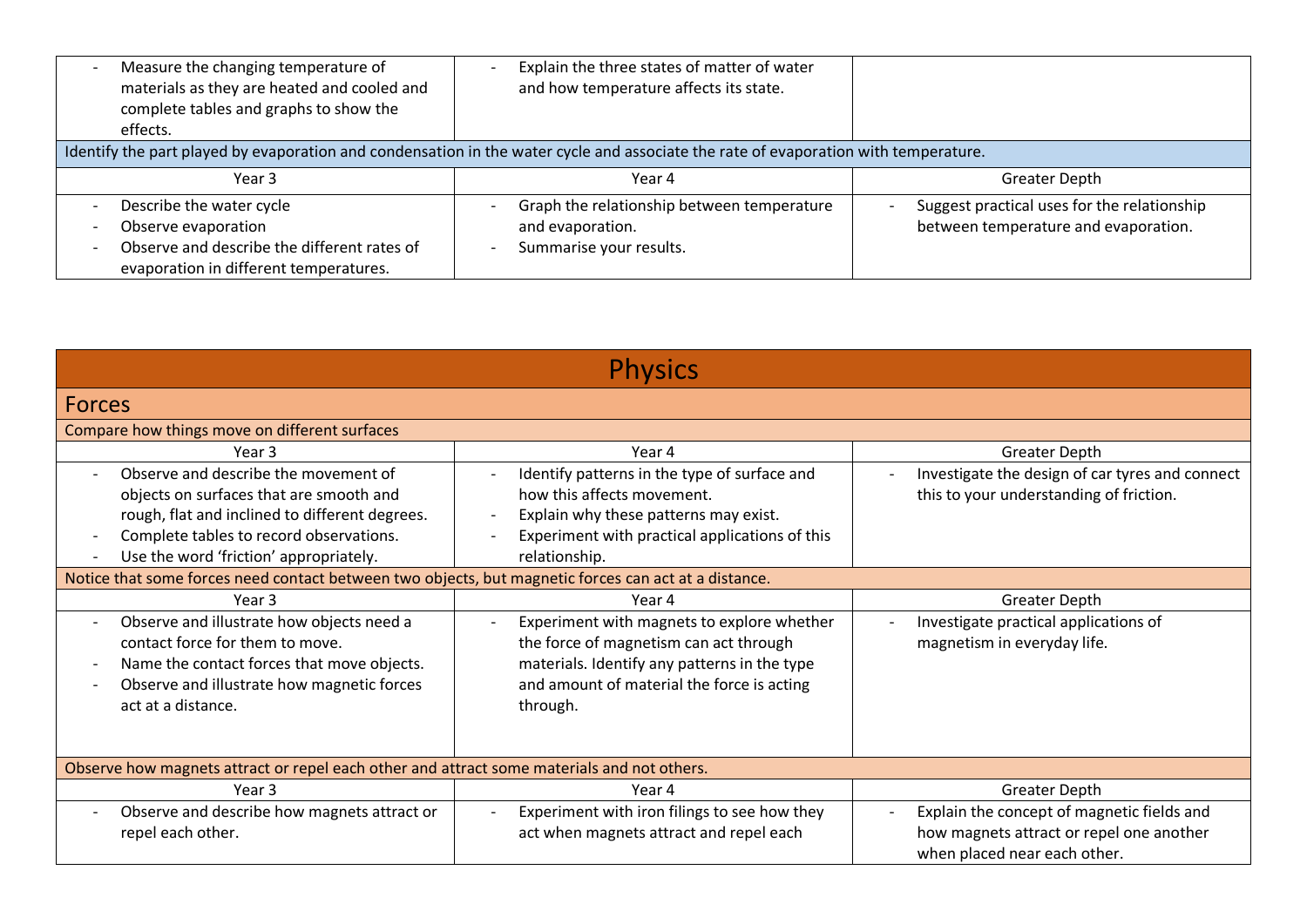| | | |
|---|---|---|
| - Measure the changing temperature of materials as they are heated and cooled and complete tables and graphs to show the effects. | - Explain the three states of matter of water and how temperature affects its state. | |

**Identify the part played by evaporation and condensation in the water cycle and associate the rate of evaporation with temperature.**

| Year 3 | Year 4 | Greater Depth |
|---|---|---|
| - Describe the water cycle<br>- Observe evaporation<br>- Observe and describe the different rates of evaporation in different temperatures. | - Graph the relationship between temperature and evaporation.<br>- Summarise your results. | - Suggest practical uses for the relationship between temperature and evaporation. |

# Physics

## Forces

**Compare how things move on different surfaces**

| Year 3 | Year 4 | Greater Depth |
|---|---|---|
| - Observe and describe the movement of objects on surfaces that are smooth and rough, flat and inclined to different degrees.<br>- Complete tables to record observations.<br>- Use the word 'friction' appropriately. | - Identify patterns in the type of surface and how this affects movement.<br>- Explain why these patterns may exist.<br>- Experiment with practical applications of this relationship. | - Investigate the design of car tyres and connect this to your understanding of friction. |

**Notice that some forces need contact between two objects, but magnetic forces can act at a distance.**

| Year 3 | Year 4 | Greater Depth |
|---|---|---|
| - Observe and illustrate how objects need a contact force for them to move.<br>- Name the contact forces that move objects.<br>- Observe and illustrate how magnetic forces act at a distance. | - Experiment with magnets to explore whether the force of magnetism can act through materials. Identify any patterns in the type and amount of material the force is acting through. | - Investigate practical applications of magnetism in everyday life. |

**Observe how magnets attract or repel each other and attract some materials and not others.**

| Year 3 | Year 4 | Greater Depth |
|---|---|---|
| - Observe and describe how magnets attract or repel each other. | - Experiment with iron filings to see how they act when magnets attract and repel each | - Explain the concept of magnetic fields and how magnets attract or repel one another when placed near each other. |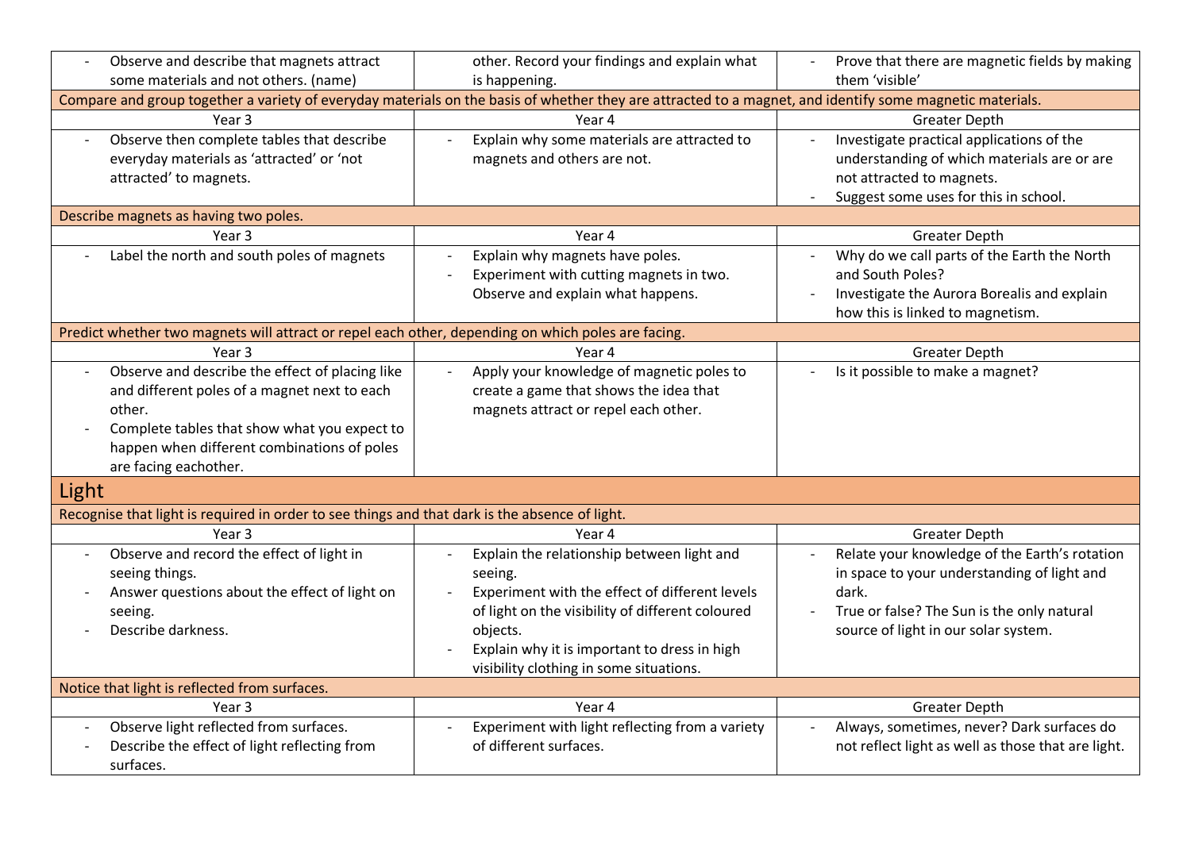| | | |
|---|---|---|
| - Observe and describe that magnets attract some materials and not others. (name) | other. Record your findings and explain what is happening. | - Prove that there are magnetic fields by making them 'visible' |
| Compare and group together a variety of everyday materials on the basis of whether they are attracted to a magnet, and identify some magnetic materials. | | |
| Year 3 | Year 4 | Greater Depth |
| - Observe then complete tables that describe everyday materials as 'attracted' or 'not attracted' to magnets. | - Explain why some materials are attracted to magnets and others are not. | - Investigate practical applications of the understanding of which materials are or are not attracted to magnets.<br>- Suggest some uses for this in school. |
| Describe magnets as having two poles. | | |
| Year 3 | Year 4 | Greater Depth |
| - Label the north and south poles of magnets | - Explain why magnets have poles.<br>- Experiment with cutting magnets in two. Observe and explain what happens. | - Why do we call parts of the Earth the North and South Poles?<br>- Investigate the Aurora Borealis and explain how this is linked to magnetism. |
| Predict whether two magnets will attract or repel each other, depending on which poles are facing. | | |
| Year 3 | Year 4 | Greater Depth |
| - Observe and describe the effect of placing like and different poles of a magnet next to each other.<br>- Complete tables that show what you expect to happen when different combinations of poles are facing eachother. | - Apply your knowledge of magnetic poles to create a game that shows the idea that magnets attract or repel each other. | - Is it possible to make a magnet? |

## Light

| | | |
|---|---|---|
| Recognise that light is required in order to see things and that dark is the absence of light. | | |
| Year 3 | Year 4 | Greater Depth |
| - Observe and record the effect of light in seeing things.<br>- Answer questions about the effect of light on seeing.<br>- Describe darkness. | - Explain the relationship between light and seeing.<br>- Experiment with the effect of different levels of light on the visibility of different coloured objects.<br>- Explain why it is important to dress in high visibility clothing in some situations. | - Relate your knowledge of the Earth's rotation in space to your understanding of light and dark.<br>- True or false? The Sun is the only natural source of light in our solar system. |
| Notice that light is reflected from surfaces. | | |
| Year 3 | Year 4 | Greater Depth |
| - Observe light reflected from surfaces.<br>- Describe the effect of light reflecting from surfaces. | - Experiment with light reflecting from a variety of different surfaces. | - Always, sometimes, never? Dark surfaces do not reflect light as well as those that are light. |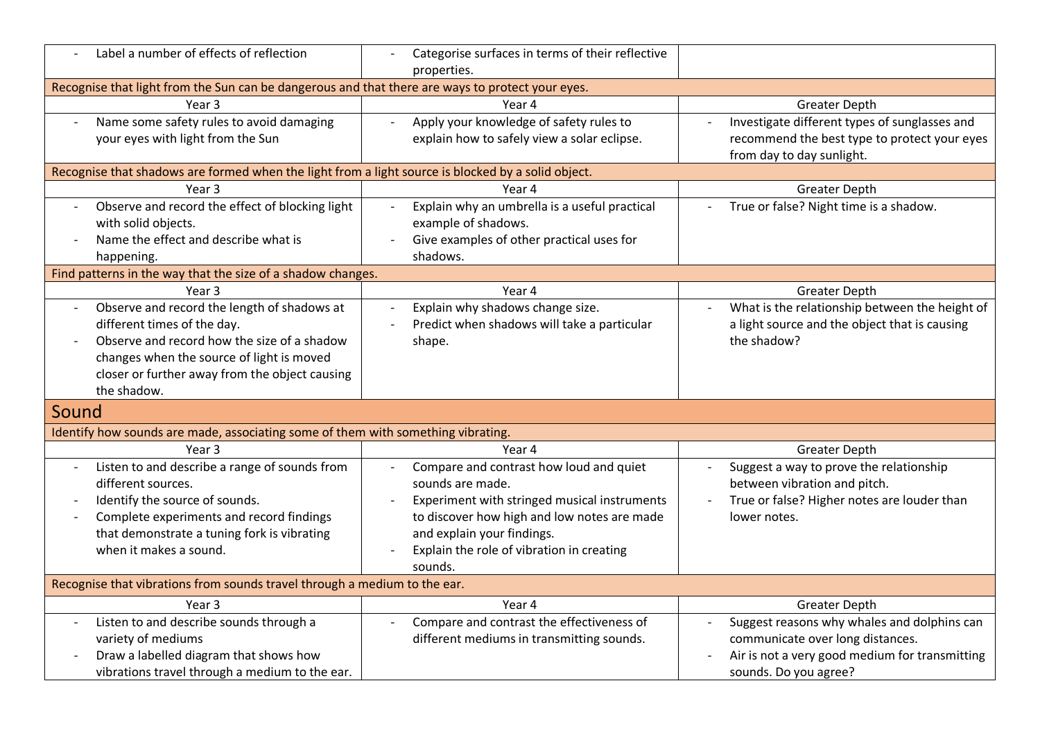| | | |
|---|---|---|
| - Label a number of effects of reflection | - Categorise surfaces in terms of their reflective properties. | |

Recognise that light from the Sun can be dangerous and that there are ways to protect your eyes.

| Year 3 | Year 4 | Greater Depth |
|---|---|---|
| - Name some safety rules to avoid damaging your eyes with light from the Sun | - Apply your knowledge of safety rules to explain how to safely view a solar eclipse. | - Investigate different types of sunglasses and recommend the best type to protect your eyes from day to day sunlight. |

Recognise that shadows are formed when the light from a light source is blocked by a solid object.

| Year 3 | Year 4 | Greater Depth |
|---|---|---|
| - Observe and record the effect of blocking light with solid objects.<br>- Name the effect and describe what is happening. | - Explain why an umbrella is a useful practical example of shadows.<br>- Give examples of other practical uses for shadows. | - True or false? Night time is a shadow. |

Find patterns in the way that the size of a shadow changes.

| Year 3 | Year 4 | Greater Depth |
|---|---|---|
| - Observe and record the length of shadows at different times of the day.<br>- Observe and record how the size of a shadow changes when the source of light is moved closer or further away from the object causing the shadow. | - Explain why shadows change size.<br>- Predict when shadows will take a particular shape. | - What is the relationship between the height of a light source and the object that is causing the shadow? |

## Sound

Identify how sounds are made, associating some of them with something vibrating.

| Year 3 | Year 4 | Greater Depth |
|---|---|---|
| - Listen to and describe a range of sounds from different sources.<br>- Identify the source of sounds.<br>- Complete experiments and record findings that demonstrate a tuning fork is vibrating when it makes a sound. | - Compare and contrast how loud and quiet sounds are made.<br>- Experiment with stringed musical instruments to discover how high and low notes are made and explain your findings.<br>- Explain the role of vibration in creating sounds. | - Suggest a way to prove the relationship between vibration and pitch.<br>- True or false? Higher notes are louder than lower notes. |

Recognise that vibrations from sounds travel through a medium to the ear.

| Year 3 | Year 4 | Greater Depth |
|---|---|---|
| - Listen to and describe sounds through a variety of mediums<br>- Draw a labelled diagram that shows how vibrations travel through a medium to the ear. | - Compare and contrast the effectiveness of different mediums in transmitting sounds. | - Suggest reasons why whales and dolphins can communicate over long distances.<br>- Air is not a very good medium for transmitting sounds. Do you agree? |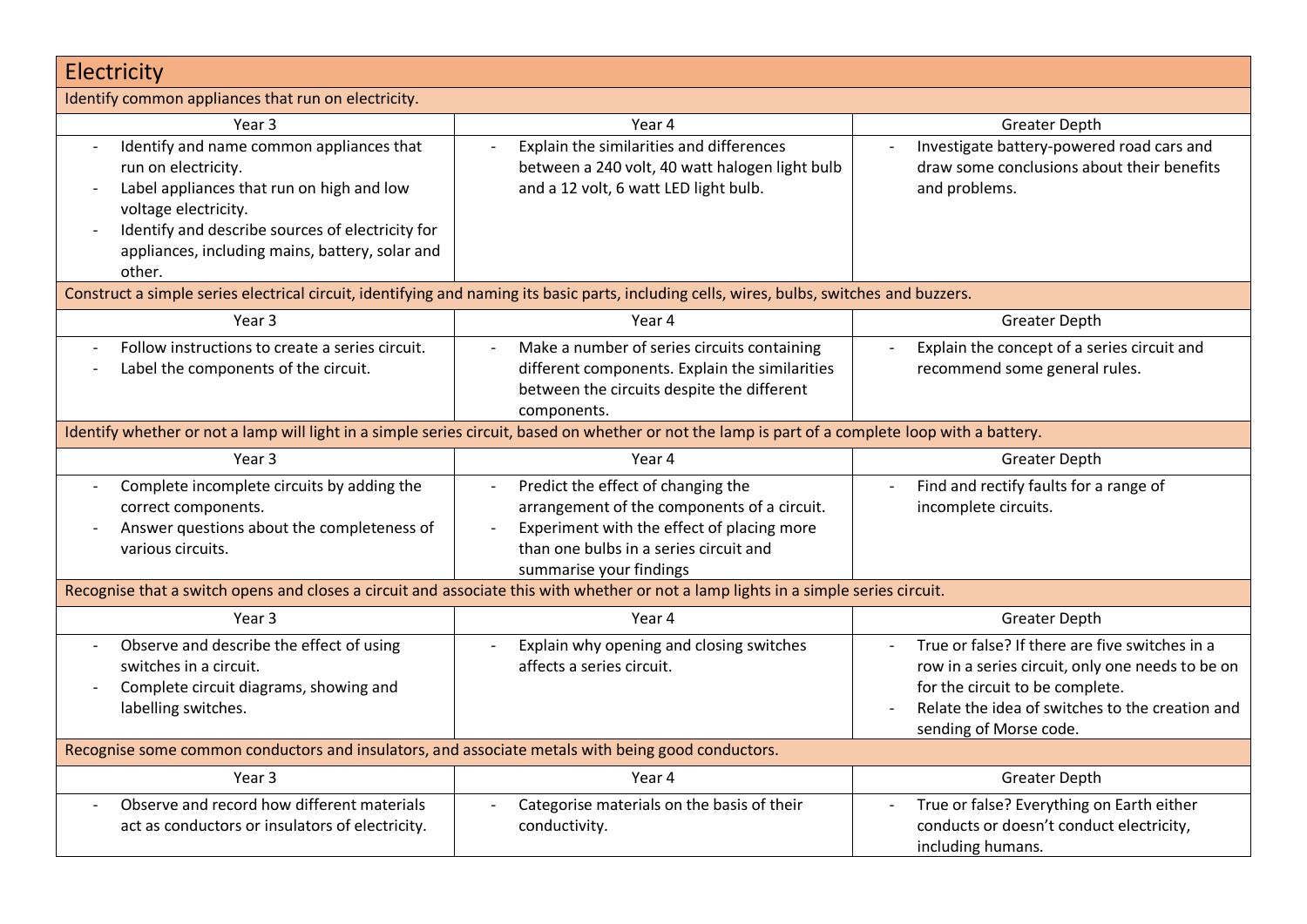## Electricity

| Identify common appliances that run on electricity. | | |
|---|---|---|
| Year 3 | Year 4 | Greater Depth |
| - Identify and name common appliances that run on electricity.<br>- Label appliances that run on high and low voltage electricity.<br>- Identify and describe sources of electricity for appliances, including mains, battery, solar and other. | - Explain the similarities and differences between a 240 volt, 40 watt halogen light bulb and a 12 volt, 6 watt LED light bulb. | - Investigate battery-powered road cars and draw some conclusions about their benefits and problems. |
| **Construct a simple series electrical circuit, identifying and naming its basic parts, including cells, wires, bulbs, switches and buzzers.** | | |
| Year 3 | Year 4 | Greater Depth |
| - Follow instructions to create a series circuit.<br>- Label the components of the circuit. | - Make a number of series circuits containing different components. Explain the similarities between the circuits despite the different components. | - Explain the concept of a series circuit and recommend some general rules. |
| **Identify whether or not a lamp will light in a simple series circuit, based on whether or not the lamp is part of a complete loop with a battery.** | | |
| Year 3 | Year 4 | Greater Depth |
| - Complete incomplete circuits by adding the correct components.<br>- Answer questions about the completeness of various circuits. | - Predict the effect of changing the arrangement of the components of a circuit.<br>- Experiment with the effect of placing more than one bulbs in a series circuit and summarise your findings | - Find and rectify faults for a range of incomplete circuits. |
| **Recognise that a switch opens and closes a circuit and associate this with whether or not a lamp lights in a simple series circuit.** | | |
| Year 3 | Year 4 | Greater Depth |
| - Observe and describe the effect of using switches in a circuit.<br>- Complete circuit diagrams, showing and labelling switches. | - Explain why opening and closing switches affects a series circuit. | - True or false? If there are five switches in a row in a series circuit, only one needs to be on for the circuit to be complete.<br>- Relate the idea of switches to the creation and sending of Morse code. |
| **Recognise some common conductors and insulators, and associate metals with being good conductors.** | | |
| Year 3 | Year 4 | Greater Depth |
| - Observe and record how different materials act as conductors or insulators of electricity. | - Categorise materials on the basis of their conductivity. | - True or false? Everything on Earth either conducts or doesn't conduct electricity, including humans. |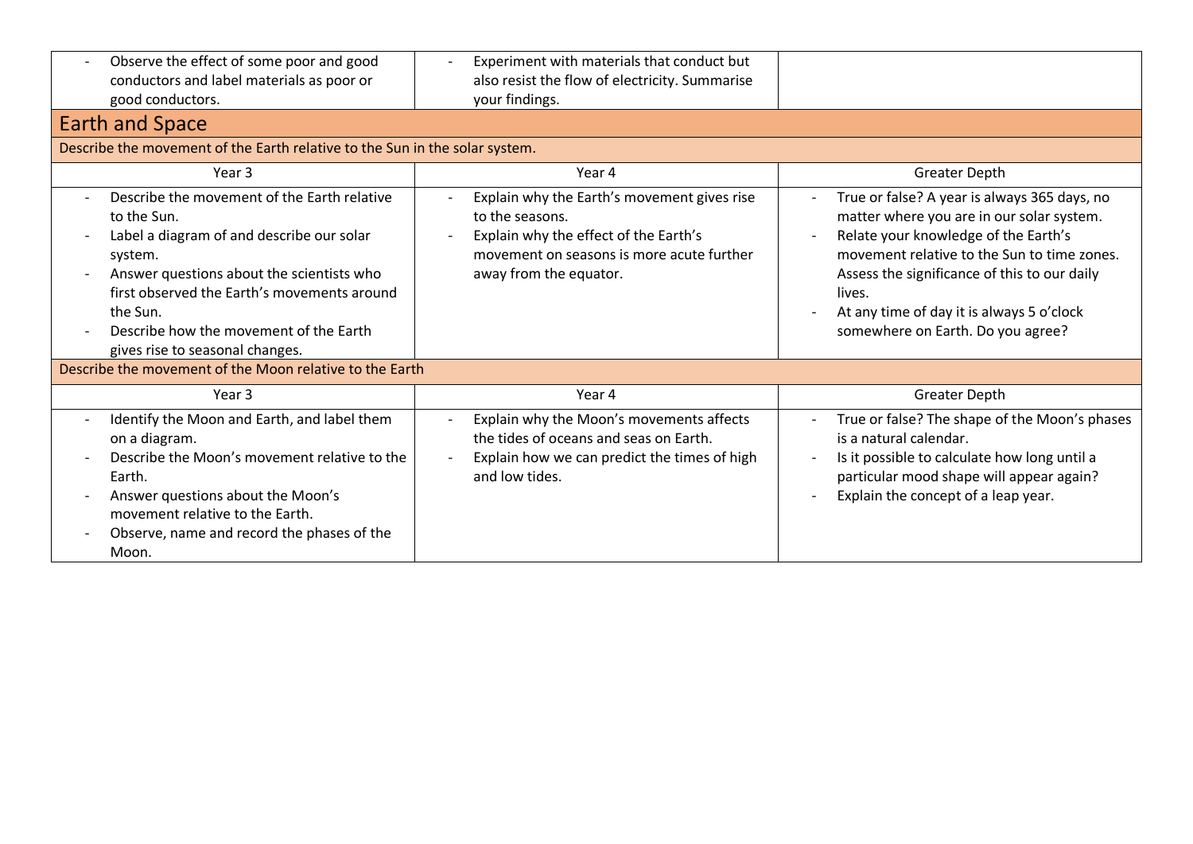| | | |
|---|---|---|
| - Observe the effect of some poor and good conductors and label materials as poor or good conductors. | - Experiment with materials that conduct but also resist the flow of electricity. Summarise your findings. | |

## Earth and Space

Describe the movement of the Earth relative to the Sun in the solar system.

| Year 3 | Year 4 | Greater Depth |
|---|---|---|
| - Describe the movement of the Earth relative to the Sun.<br>- Label a diagram of and describe our solar system.<br>- Answer questions about the scientists who first observed the Earth's movements around the Sun.<br>- Describe how the movement of the Earth gives rise to seasonal changes. | - Explain why the Earth's movement gives rise to the seasons.<br>- Explain why the effect of the Earth's movement on seasons is more acute further away from the equator. | - True or false? A year is always 365 days, no matter where you are in our solar system.<br>- Relate your knowledge of the Earth's movement relative to the Sun to time zones. Assess the significance of this to our daily lives.<br>- At any time of day it is always 5 o'clock somewhere on Earth. Do you agree? |

Describe the movement of the Moon relative to the Earth

| Year 3 | Year 4 | Greater Depth |
|---|---|---|
| - Identify the Moon and Earth, and label them on a diagram.<br>- Describe the Moon's movement relative to the Earth.<br>- Answer questions about the Moon's movement relative to the Earth.<br>- Observe, name and record the phases of the Moon. | - Explain why the Moon's movements affects the tides of oceans and seas on Earth.<br>- Explain how we can predict the times of high and low tides. | - True or false? The shape of the Moon's phases is a natural calendar.<br>- Is it possible to calculate how long until a particular mood shape will appear again?<br>- Explain the concept of a leap year. |